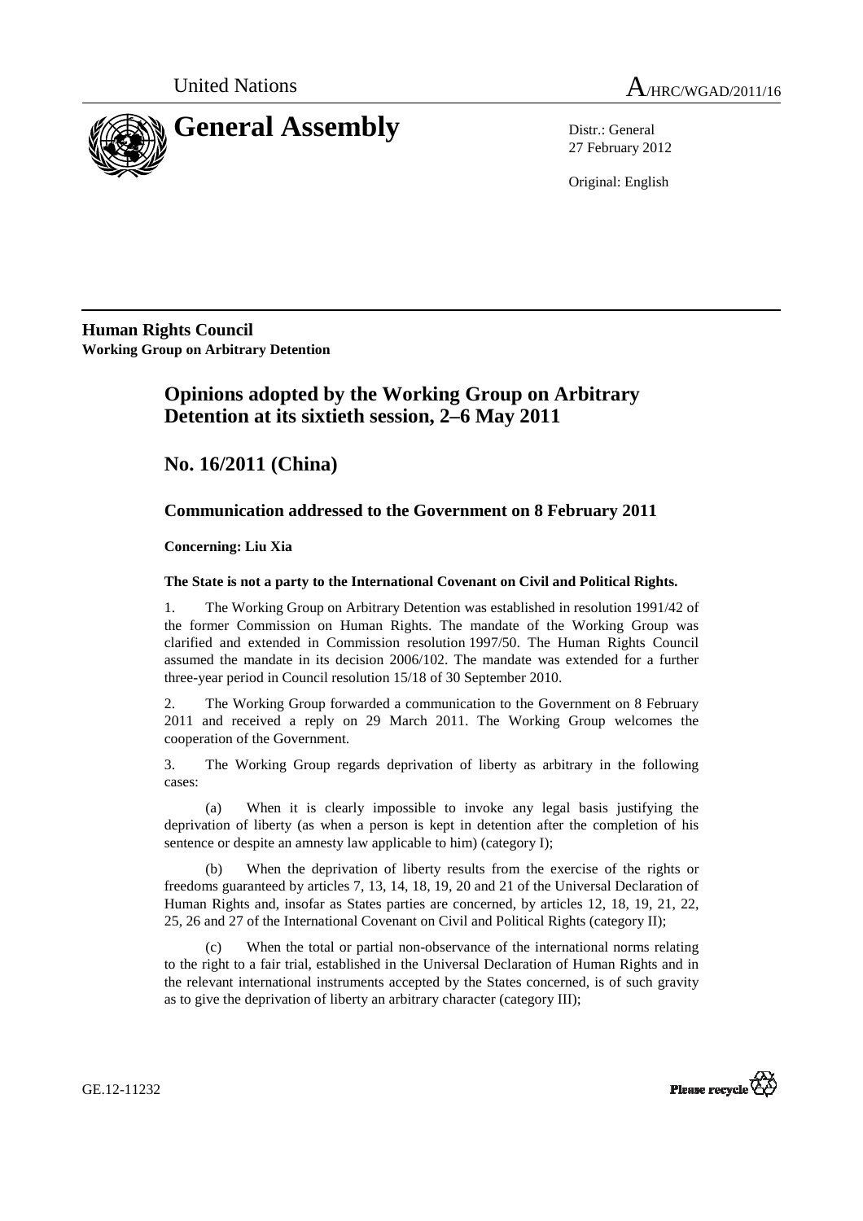United Nations A/HRC/WGAD/2011/16

# General Assembly

Distr.: General
27 February 2012

Original: English

**Human Rights Council**
**Working Group on Arbitrary Detention**

## Opinions adopted by the Working Group on Arbitrary Detention at its sixtieth session, 2–6 May 2011

## No. 16/2011 (China)

### Communication addressed to the Government on 8 February 2011

**Concerning: Liu Xia**

**The State is not a party to the International Covenant on Civil and Political Rights.**

1. The Working Group on Arbitrary Detention was established in resolution 1991/42 of the former Commission on Human Rights. The mandate of the Working Group was clarified and extended in Commission resolution 1997/50. The Human Rights Council assumed the mandate in its decision 2006/102. The mandate was extended for a further three-year period in Council resolution 15/18 of 30 September 2010.

2. The Working Group forwarded a communication to the Government on 8 February 2011 and received a reply on 29 March 2011. The Working Group welcomes the cooperation of the Government.

3. The Working Group regards deprivation of liberty as arbitrary in the following cases:

(a) When it is clearly impossible to invoke any legal basis justifying the deprivation of liberty (as when a person is kept in detention after the completion of his sentence or despite an amnesty law applicable to him) (category I);

(b) When the deprivation of liberty results from the exercise of the rights or freedoms guaranteed by articles 7, 13, 14, 18, 19, 20 and 21 of the Universal Declaration of Human Rights and, insofar as States parties are concerned, by articles 12, 18, 19, 21, 22, 25, 26 and 27 of the International Covenant on Civil and Political Rights (category II);

(c) When the total or partial non-observance of the international norms relating to the right to a fair trial, established in the Universal Declaration of Human Rights and in the relevant international instruments accepted by the States concerned, is of such gravity as to give the deprivation of liberty an arbitrary character (category III);

GE.12-11232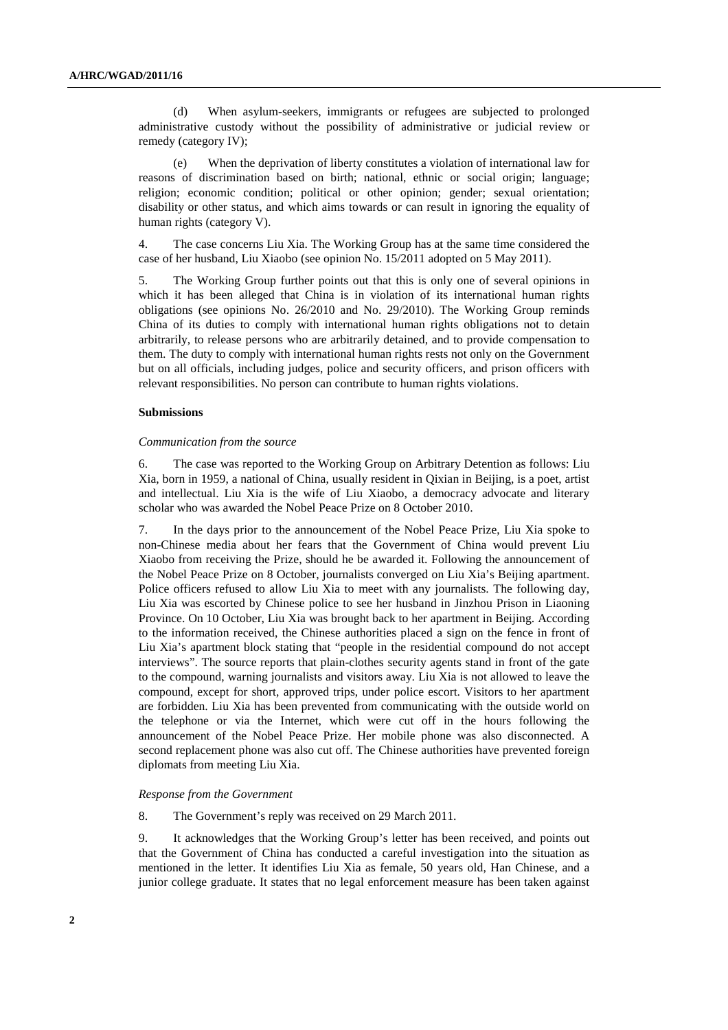(d) When asylum-seekers, immigrants or refugees are subjected to prolonged administrative custody without the possibility of administrative or judicial review or remedy (category IV);

(e) When the deprivation of liberty constitutes a violation of international law for reasons of discrimination based on birth; national, ethnic or social origin; language; religion; economic condition; political or other opinion; gender; sexual orientation; disability or other status, and which aims towards or can result in ignoring the equality of human rights (category V).

4. The case concerns Liu Xia. The Working Group has at the same time considered the case of her husband, Liu Xiaobo (see opinion No. 15/2011 adopted on 5 May 2011).

5. The Working Group further points out that this is only one of several opinions in which it has been alleged that China is in violation of its international human rights obligations (see opinions No. 26/2010 and No. 29/2010). The Working Group reminds China of its duties to comply with international human rights obligations not to detain arbitrarily, to release persons who are arbitrarily detained, and to provide compensation to them. The duty to comply with international human rights rests not only on the Government but on all officials, including judges, police and security officers, and prison officers with relevant responsibilities. No person can contribute to human rights violations.

**Submissions**

*Communication from the source*

6. The case was reported to the Working Group on Arbitrary Detention as follows: Liu Xia, born in 1959, a national of China, usually resident in Qixian in Beijing, is a poet, artist and intellectual. Liu Xia is the wife of Liu Xiaobo, a democracy advocate and literary scholar who was awarded the Nobel Peace Prize on 8 October 2010.

7. In the days prior to the announcement of the Nobel Peace Prize, Liu Xia spoke to non-Chinese media about her fears that the Government of China would prevent Liu Xiaobo from receiving the Prize, should he be awarded it. Following the announcement of the Nobel Peace Prize on 8 October, journalists converged on Liu Xia's Beijing apartment. Police officers refused to allow Liu Xia to meet with any journalists. The following day, Liu Xia was escorted by Chinese police to see her husband in Jinzhou Prison in Liaoning Province. On 10 October, Liu Xia was brought back to her apartment in Beijing. According to the information received, the Chinese authorities placed a sign on the fence in front of Liu Xia's apartment block stating that "people in the residential compound do not accept interviews". The source reports that plain-clothes security agents stand in front of the gate to the compound, warning journalists and visitors away. Liu Xia is not allowed to leave the compound, except for short, approved trips, under police escort. Visitors to her apartment are forbidden. Liu Xia has been prevented from communicating with the outside world on the telephone or via the Internet, which were cut off in the hours following the announcement of the Nobel Peace Prize. Her mobile phone was also disconnected. A second replacement phone was also cut off. The Chinese authorities have prevented foreign diplomats from meeting Liu Xia.

*Response from the Government*

8. The Government's reply was received on 29 March 2011.

9. It acknowledges that the Working Group's letter has been received, and points out that the Government of China has conducted a careful investigation into the situation as mentioned in the letter. It identifies Liu Xia as female, 50 years old, Han Chinese, and a junior college graduate. It states that no legal enforcement measure has been taken against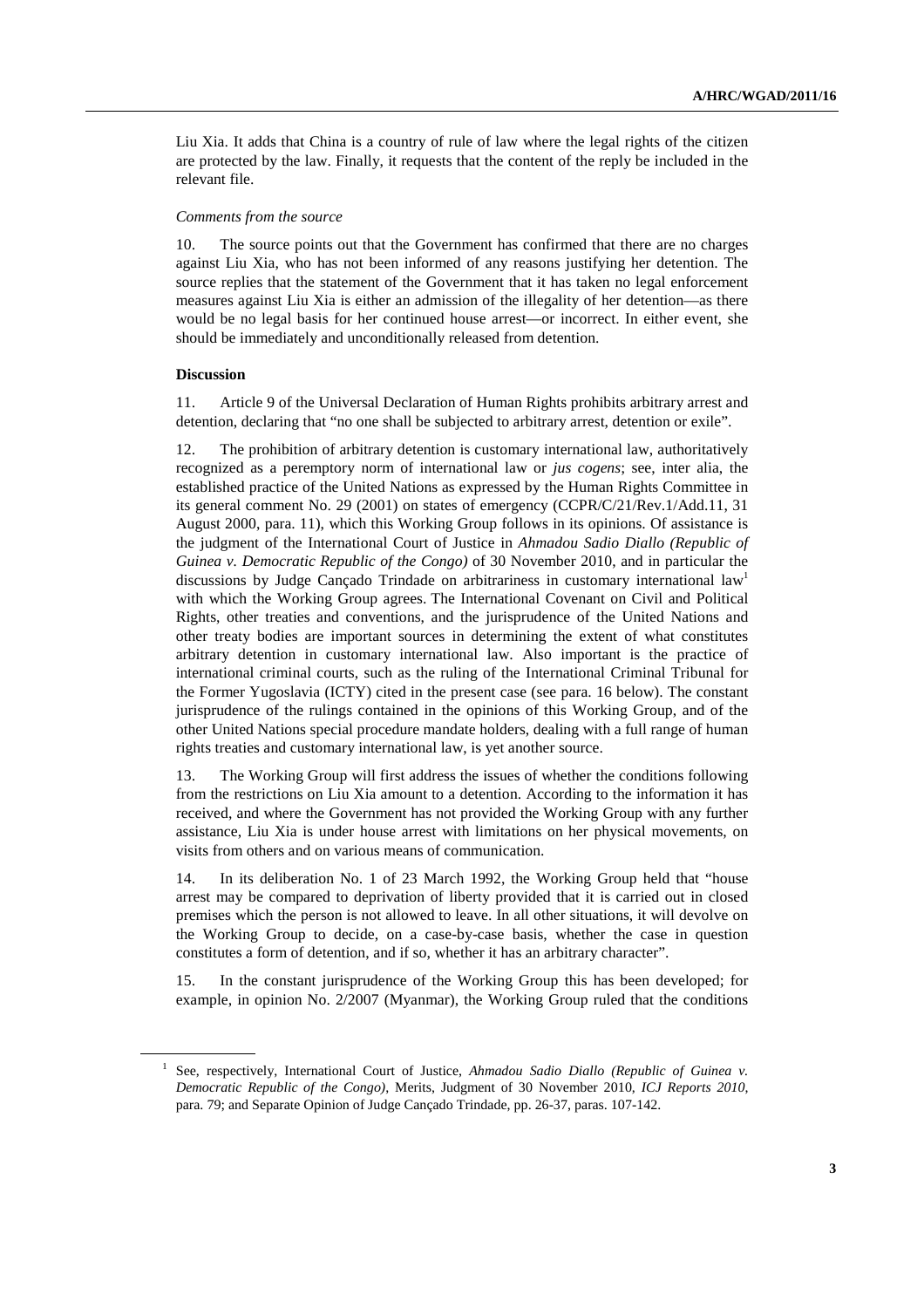Liu Xia. It adds that China is a country of rule of law where the legal rights of the citizen are protected by the law. Finally, it requests that the content of the reply be included in the relevant file.

*Comments from the source*

10. The source points out that the Government has confirmed that there are no charges against Liu Xia, who has not been informed of any reasons justifying her detention. The source replies that the statement of the Government that it has taken no legal enforcement measures against Liu Xia is either an admission of the illegality of her detention—as there would be no legal basis for her continued house arrest—or incorrect. In either event, she should be immediately and unconditionally released from detention.

**Discussion**

11. Article 9 of the Universal Declaration of Human Rights prohibits arbitrary arrest and detention, declaring that "no one shall be subjected to arbitrary arrest, detention or exile".

12. The prohibition of arbitrary detention is customary international law, authoritatively recognized as a peremptory norm of international law or *jus cogens*; see, inter alia, the established practice of the United Nations as expressed by the Human Rights Committee in its general comment No. 29 (2001) on states of emergency (CCPR/C/21/Rev.1/Add.11, 31 August 2000, para. 11), which this Working Group follows in its opinions. Of assistance is the judgment of the International Court of Justice in *Ahmadou Sadio Diallo (Republic of Guinea v. Democratic Republic of the Congo)* of 30 November 2010, and in particular the discussions by Judge Cançado Trindade on arbitrariness in customary international law[1] with which the Working Group agrees. The International Covenant on Civil and Political Rights, other treaties and conventions, and the jurisprudence of the United Nations and other treaty bodies are important sources in determining the extent of what constitutes arbitrary detention in customary international law. Also important is the practice of international criminal courts, such as the ruling of the International Criminal Tribunal for the Former Yugoslavia (ICTY) cited in the present case (see para. 16 below). The constant jurisprudence of the rulings contained in the opinions of this Working Group, and of the other United Nations special procedure mandate holders, dealing with a full range of human rights treaties and customary international law, is yet another source.

13. The Working Group will first address the issues of whether the conditions following from the restrictions on Liu Xia amount to a detention. According to the information it has received, and where the Government has not provided the Working Group with any further assistance, Liu Xia is under house arrest with limitations on her physical movements, on visits from others and on various means of communication.

14. In its deliberation No. 1 of 23 March 1992, the Working Group held that "house arrest may be compared to deprivation of liberty provided that it is carried out in closed premises which the person is not allowed to leave. In all other situations, it will devolve on the Working Group to decide, on a case-by-case basis, whether the case in question constitutes a form of detention, and if so, whether it has an arbitrary character".

15. In the constant jurisprudence of the Working Group this has been developed; for example, in opinion No. 2/2007 (Myanmar), the Working Group ruled that the conditions

---

[1] See, respectively, International Court of Justice, *Ahmadou Sadio Diallo (Republic of Guinea v. Democratic Republic of the Congo)*, Merits, Judgment of 30 November 2010, *ICJ Reports 2010*, para. 79; and Separate Opinion of Judge Cançado Trindade, pp. 26-37, paras. 107-142.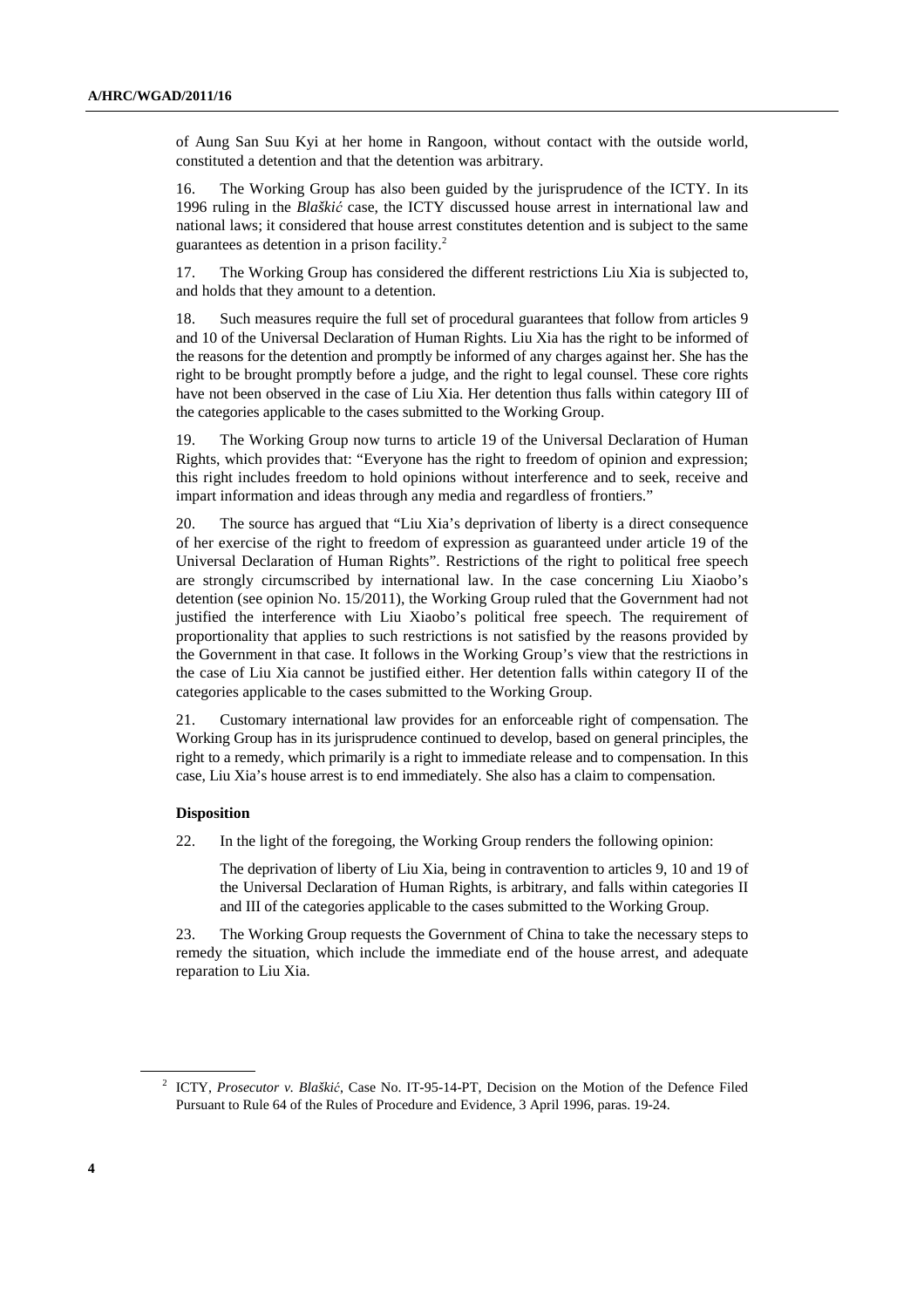of Aung San Suu Kyi at her home in Rangoon, without contact with the outside world, constituted a detention and that the detention was arbitrary.

16. The Working Group has also been guided by the jurisprudence of the ICTY. In its 1996 ruling in the *Blaškić* case, the ICTY discussed house arrest in international law and national laws; it considered that house arrest constitutes detention and is subject to the same guarantees as detention in a prison facility.[2]

17. The Working Group has considered the different restrictions Liu Xia is subjected to, and holds that they amount to a detention.

18. Such measures require the full set of procedural guarantees that follow from articles 9 and 10 of the Universal Declaration of Human Rights. Liu Xia has the right to be informed of the reasons for the detention and promptly be informed of any charges against her. She has the right to be brought promptly before a judge, and the right to legal counsel. These core rights have not been observed in the case of Liu Xia. Her detention thus falls within category III of the categories applicable to the cases submitted to the Working Group.

19. The Working Group now turns to article 19 of the Universal Declaration of Human Rights, which provides that: "Everyone has the right to freedom of opinion and expression; this right includes freedom to hold opinions without interference and to seek, receive and impart information and ideas through any media and regardless of frontiers."

20. The source has argued that "Liu Xia's deprivation of liberty is a direct consequence of her exercise of the right to freedom of expression as guaranteed under article 19 of the Universal Declaration of Human Rights". Restrictions of the right to political free speech are strongly circumscribed by international law. In the case concerning Liu Xiaobo's detention (see opinion No. 15/2011), the Working Group ruled that the Government had not justified the interference with Liu Xiaobo's political free speech. The requirement of proportionality that applies to such restrictions is not satisfied by the reasons provided by the Government in that case. It follows in the Working Group's view that the restrictions in the case of Liu Xia cannot be justified either. Her detention falls within category II of the categories applicable to the cases submitted to the Working Group.

21. Customary international law provides for an enforceable right of compensation. The Working Group has in its jurisprudence continued to develop, based on general principles, the right to a remedy, which primarily is a right to immediate release and to compensation. In this case, Liu Xia's house arrest is to end immediately. She also has a claim to compensation.

**Disposition**

22. In the light of the foregoing, the Working Group renders the following opinion:

> The deprivation of liberty of Liu Xia, being in contravention to articles 9, 10 and 19 of the Universal Declaration of Human Rights, is arbitrary, and falls within categories II and III of the categories applicable to the cases submitted to the Working Group.

23. The Working Group requests the Government of China to take the necessary steps to remedy the situation, which include the immediate end of the house arrest, and adequate reparation to Liu Xia.

---

[2] ICTY, *Prosecutor v. Blaškić*, Case No. IT-95-14-PT, Decision on the Motion of the Defence Filed Pursuant to Rule 64 of the Rules of Procedure and Evidence, 3 April 1996, paras. 19-24.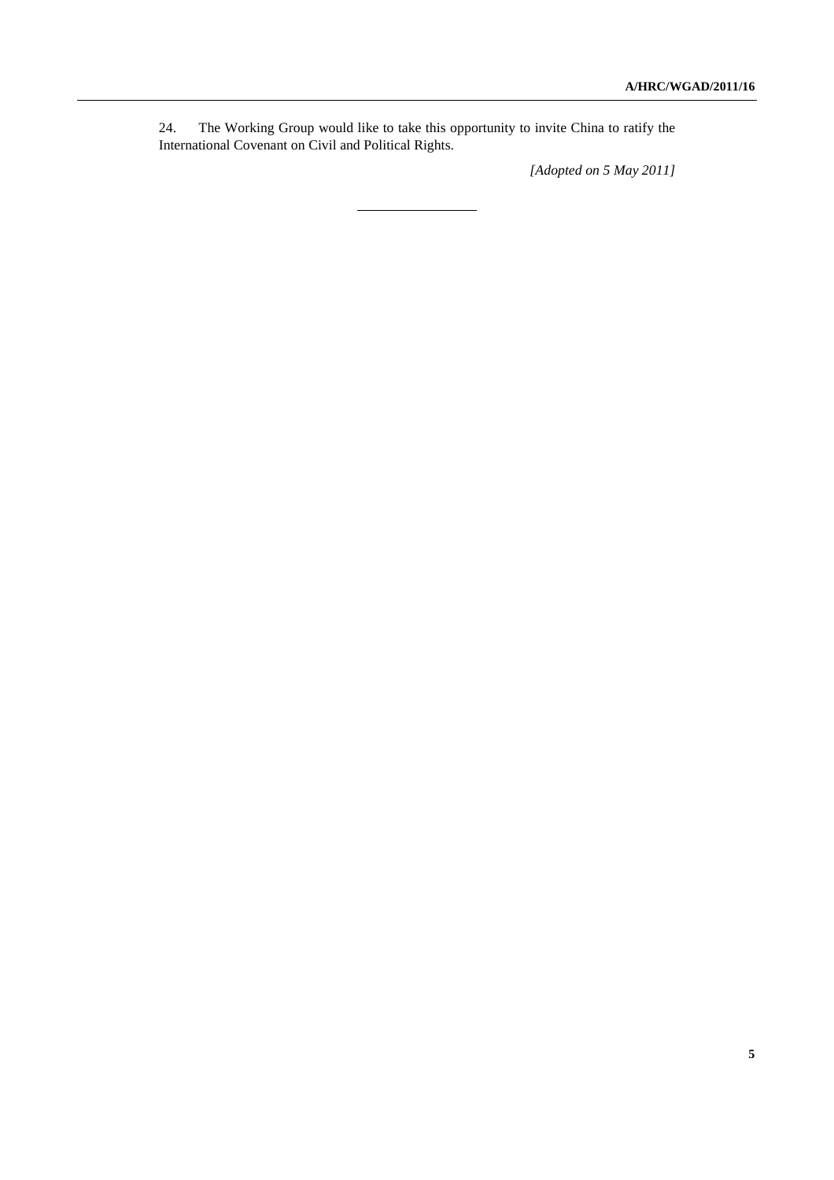24. The Working Group would like to take this opportunity to invite China to ratify the International Covenant on Civil and Political Rights.

*[Adopted on 5 May 2011]*